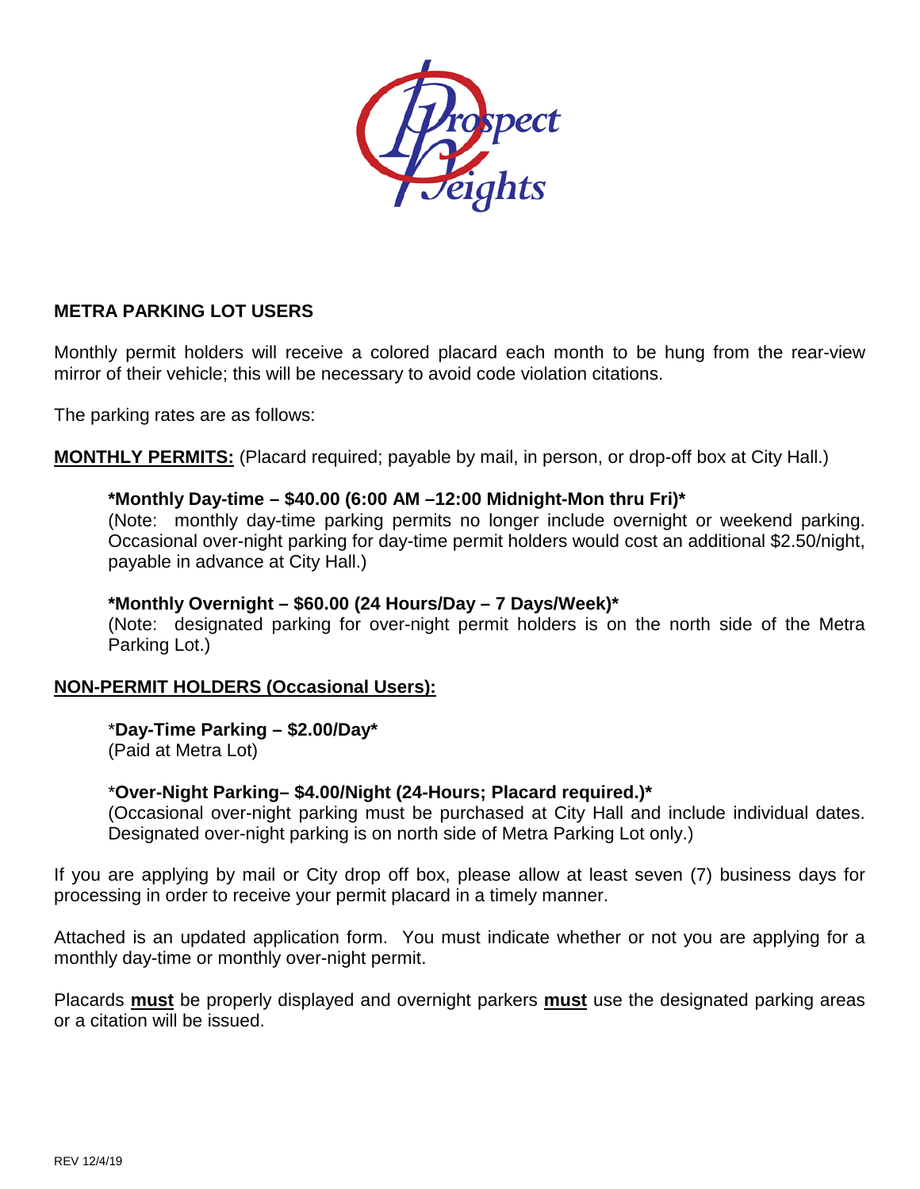Prospect Heights

## METRA PARKING LOT USERS

Monthly permit holders will receive a colored placard each month to be hung from the rear-view mirror of their vehicle; this will be necessary to avoid code violation citations.

The parking rates are as follows:

**MONTHLY PERMITS:** (Placard required; payable by mail, in person, or drop-off box at City Hall.)

> ***Monthly Day-time – $40.00 (6:00 AM –12:00 Midnight-Mon thru Fri)***
> (Note: monthly day-time parking permits no longer include overnight or weekend parking. Occasional over-night parking for day-time permit holders would cost an additional $2.50/night, payable in advance at City Hall.)
>
> ***Monthly Overnight – $60.00 (24 Hours/Day – 7 Days/Week)***
> (Note: designated parking for over-night permit holders is on the north side of the Metra Parking Lot.)

**NON-PERMIT HOLDERS (Occasional Users):**

> ***Day-Time Parking – $2.00/Day***
> (Paid at Metra Lot)
>
> ***Over-Night Parking– $4.00/Night (24-Hours; Placard required.)***
> (Occasional over-night parking must be purchased at City Hall and include individual dates. Designated over-night parking is on north side of Metra Parking Lot only.)

If you are applying by mail or City drop off box, please allow at least seven (7) business days for processing in order to receive your permit placard in a timely manner.

Attached is an updated application form. You must indicate whether or not you are applying for a monthly day-time or monthly over-night permit.

Placards **must** be properly displayed and overnight parkers **must** use the designated parking areas or a citation will be issued.

REV 12/4/19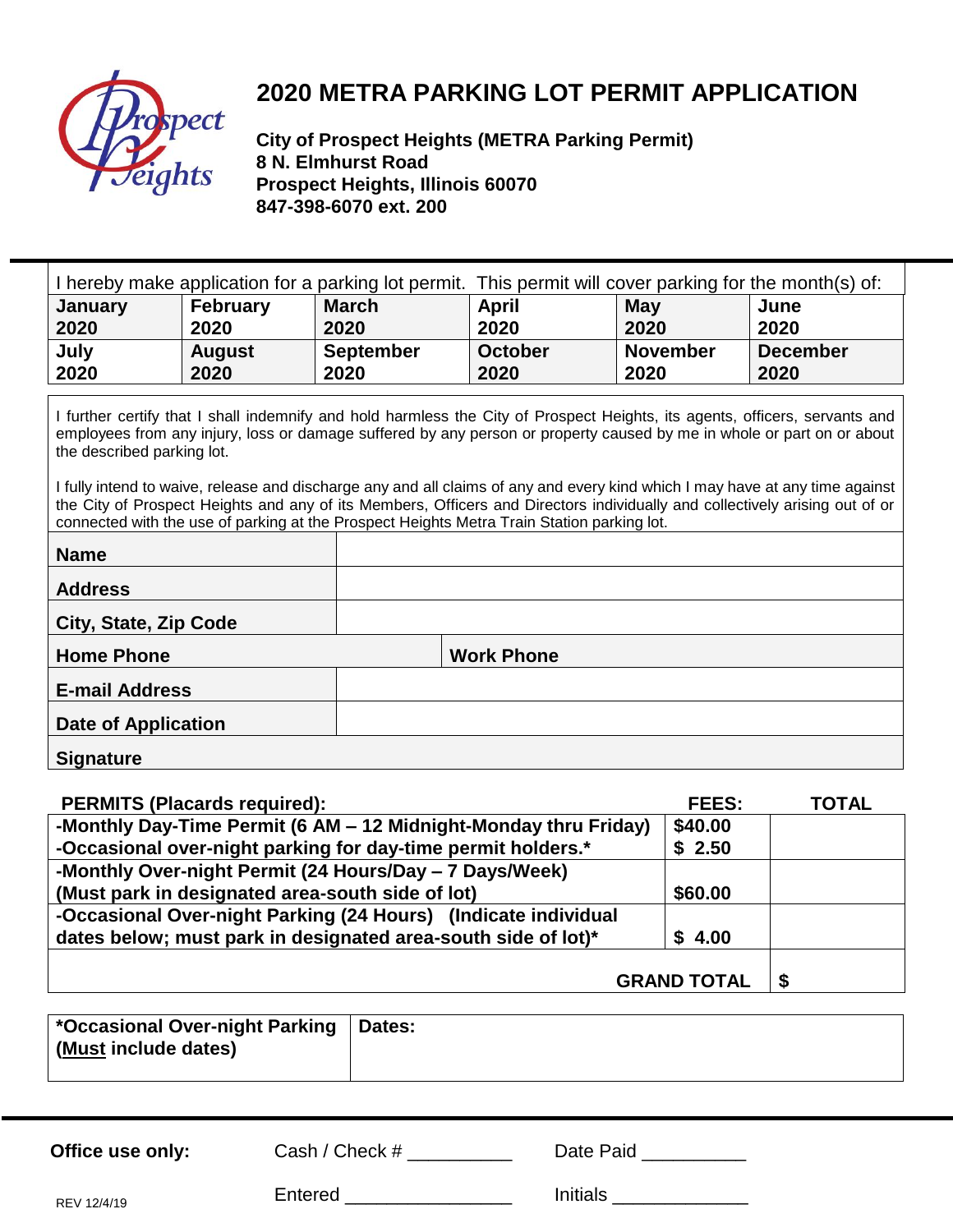# 2020 METRA PARKING LOT PERMIT APPLICATION

**City of Prospect Heights (METRA Parking Permit)**
**8 N. Elmhurst Road**
**Prospect Heights, Illinois 60070**
**847-398-6070 ext. 200**

I hereby make application for a parking lot permit. This permit will cover parking for the month(s) of:

| | | | | | |
|---|---|---|---|---|---|
| **January 2020** | **February 2020** | **March 2020** | **April 2020** | **May 2020** | **June 2020** |
| **July 2020** | **August 2020** | **September 2020** | **October 2020** | **November 2020** | **December 2020** |

I further certify that I shall indemnify and hold harmless the City of Prospect Heights, its agents, officers, servants and employees from any injury, loss or damage suffered by any person or property caused by me in whole or part on or about the described parking lot.

I fully intend to waive, release and discharge any and all claims of any and every kind which I may have at any time against the City of Prospect Heights and any of its Members, Officers and Directors individually and collectively arising out of or connected with the use of parking at the Prospect Heights Metra Train Station parking lot.

| | | | |
|---|---|---|---|
| **Name** | | | |
| **Address** | | | |
| **City, State, Zip Code** | | | |
| **Home Phone** | | **Work Phone** | |
| **E-mail Address** | | | |
| **Date of Application** | | | |
| **Signature** | | | |

| **PERMITS (Placards required):** | **FEES:** | **TOTAL** |
|---|---|---|
| **-Monthly Day-Time Permit (6 AM – 12 Midnight-Monday thru Friday)**<br>**-Occasional over-night parking for day-time permit holders.*** | **$40.00**<br>**$ 2.50** | |
| **-Monthly Over-night Permit (24 Hours/Day – 7 Days/Week)**<br>**(Must park in designated area-south side of lot)** | **$60.00** | |
| **-Occasional Over-night Parking (24 Hours) (Indicate individual dates below; must park in designated area-south side of lot)*** | **$ 4.00** | |
| | **GRAND TOTAL** | **$** |

| | |
|---|---|
| ***Occasional Over-night Parking (Must include dates)** | **Dates:** |

**Office use only:** Cash / Check # __________ Date Paid __________

Entered ________________ Initials _____________

REV 12/4/19